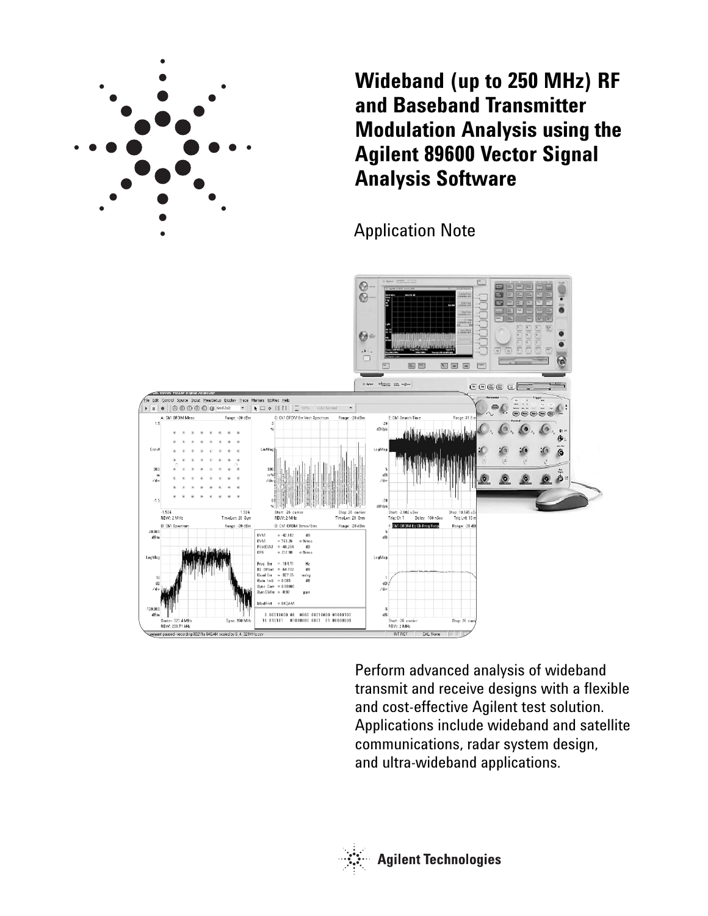# Wideband (up to 250 MHz) RF and Baseband Transmitter Modulation Analysis using the Agilent 89600 Vector Signal Analysis Software

Application Note

Perform advanced analysis of wideband transmit and receive designs with a flexible and cost-effective Agilent test solution. Applications include wideband and satellite communications, radar system design, and ultra-wideband applications.

Agilent Technologies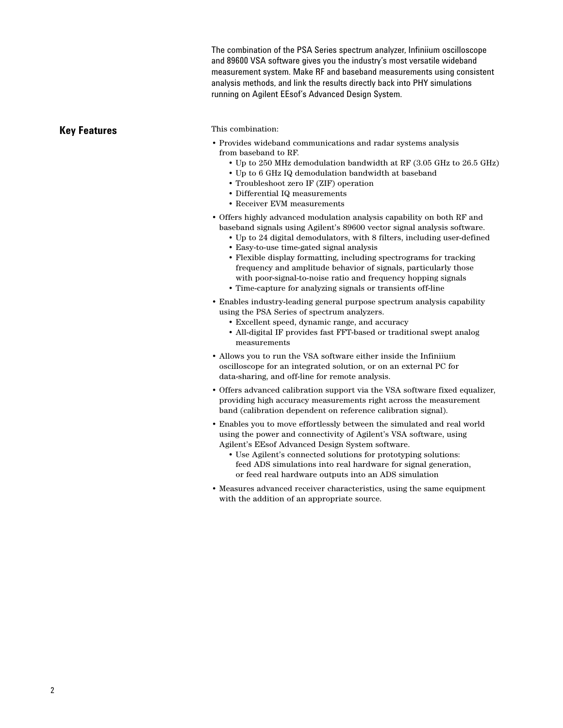The combination of the PSA Series spectrum analyzer, Infiniium oscilloscope and 89600 VSA software gives you the industry's most versatile wideband measurement system. Make RF and baseband measurements using consistent analysis methods, and link the results directly back into PHY simulations running on Agilent EEsof's Advanced Design System.

## Key Features

This combination:

- Provides wideband communications and radar systems analysis from baseband to RF.
  - Up to 250 MHz demodulation bandwidth at RF (3.05 GHz to 26.5 GHz)
  - Up to 6 GHz IQ demodulation bandwidth at baseband
  - Troubleshoot zero IF (ZIF) operation
  - Differential IQ measurements
  - Receiver EVM measurements
- Offers highly advanced modulation analysis capability on both RF and baseband signals using Agilent's 89600 vector signal analysis software.
  - Up to 24 digital demodulators, with 8 filters, including user-defined
  - Easy-to-use time-gated signal analysis
  - Flexible display formatting, including spectrograms for tracking frequency and amplitude behavior of signals, particularly those with poor-signal-to-noise ratio and frequency hopping signals
  - Time-capture for analyzing signals or transients off-line
- Enables industry-leading general purpose spectrum analysis capability using the PSA Series of spectrum analyzers.
  - Excellent speed, dynamic range, and accuracy
  - All-digital IF provides fast FFT-based or traditional swept analog measurements
- Allows you to run the VSA software either inside the Infiniium oscilloscope for an integrated solution, or on an external PC for data-sharing, and off-line for remote analysis.
- Offers advanced calibration support via the VSA software fixed equalizer, providing high accuracy measurements right across the measurement band (calibration dependent on reference calibration signal).
- Enables you to move effortlessly between the simulated and real world using the power and connectivity of Agilent's VSA software, using Agilent's EEsof Advanced Design System software.
  - Use Agilent's connected solutions for prototyping solutions: feed ADS simulations into real hardware for signal generation, or feed real hardware outputs into an ADS simulation
- Measures advanced receiver characteristics, using the same equipment with the addition of an appropriate source.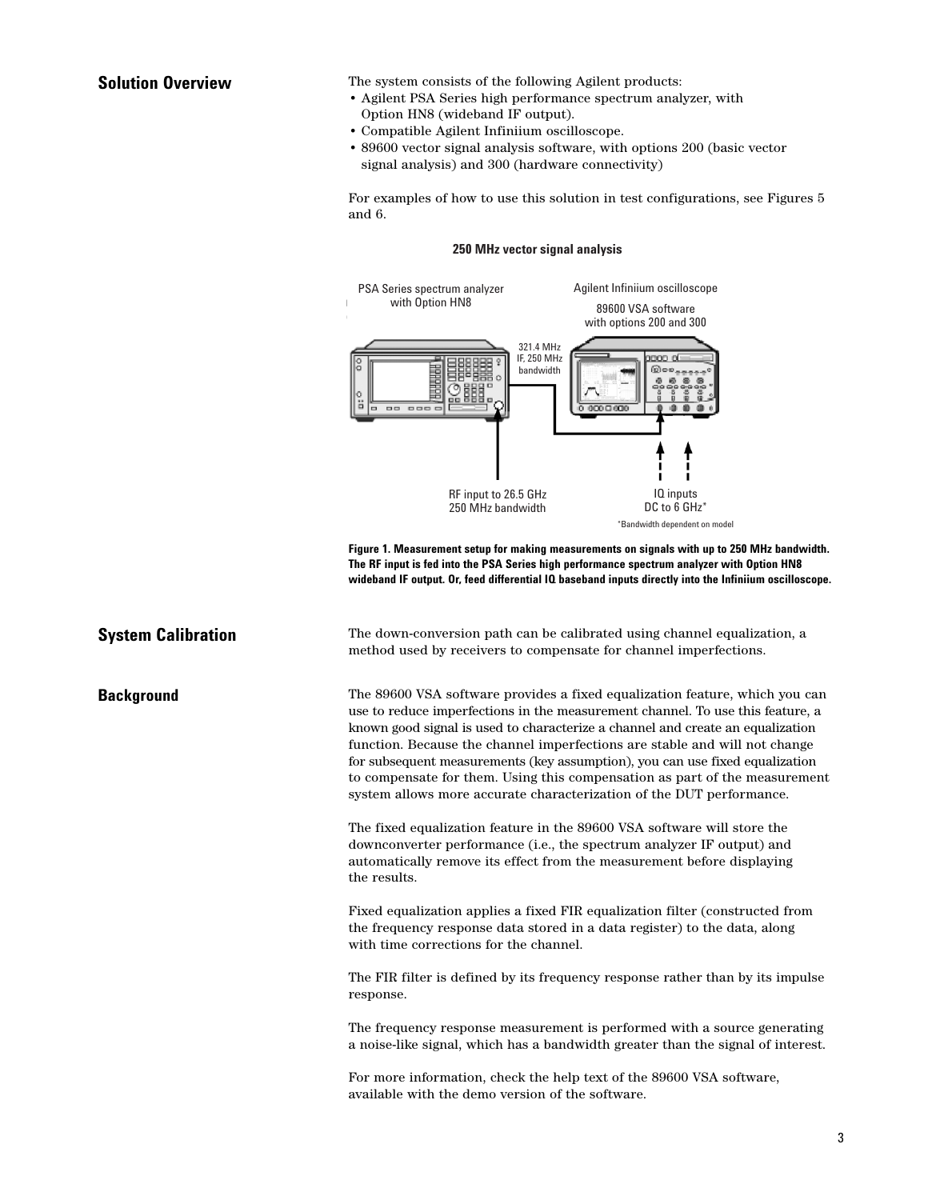## Solution Overview

The system consists of the following Agilent products:

- Agilent PSA Series high performance spectrum analyzer, with Option HN8 (wideband IF output).
- Compatible Agilent Infiniium oscilloscope.
- 89600 vector signal analysis software, with options 200 (basic vector signal analysis) and 300 (hardware connectivity)

For examples of how to use this solution in test configurations, see Figures 5 and 6.

**250 MHz vector signal analysis**

PSA Series spectrum analyzer with Option HN8

Agilent Infiniium oscilloscope

89600 VSA software with options 200 and 300

321.4 MHz IF, 250 MHz bandwidth

RF input to 26.5 GHz 250 MHz bandwidth

IQ inputs DC to 6 GHz*

*Bandwidth dependent on model

**Figure 1. Measurement setup for making measurements on signals with up to 250 MHz bandwidth. The RF input is fed into the PSA Series high performance spectrum analyzer with Option HN8 wideband IF output. Or, feed differential IQ baseband inputs directly into the Infiniium oscilloscope.**

## System Calibration

The down-conversion path can be calibrated using channel equalization, a method used by receivers to compensate for channel imperfections.

## Background

The 89600 VSA software provides a fixed equalization feature, which you can use to reduce imperfections in the measurement channel. To use this feature, a known good signal is used to characterize a channel and create an equalization function. Because the channel imperfections are stable and will not change for subsequent measurements (key assumption), you can use fixed equalization to compensate for them. Using this compensation as part of the measurement system allows more accurate characterization of the DUT performance.

The fixed equalization feature in the 89600 VSA software will store the downconverter performance (i.e., the spectrum analyzer IF output) and automatically remove its effect from the measurement before displaying the results.

Fixed equalization applies a fixed FIR equalization filter (constructed from the frequency response data stored in a data register) to the data, along with time corrections for the channel.

The FIR filter is defined by its frequency response rather than by its impulse response.

The frequency response measurement is performed with a source generating a noise-like signal, which has a bandwidth greater than the signal of interest.

For more information, check the help text of the 89600 VSA software, available with the demo version of the software.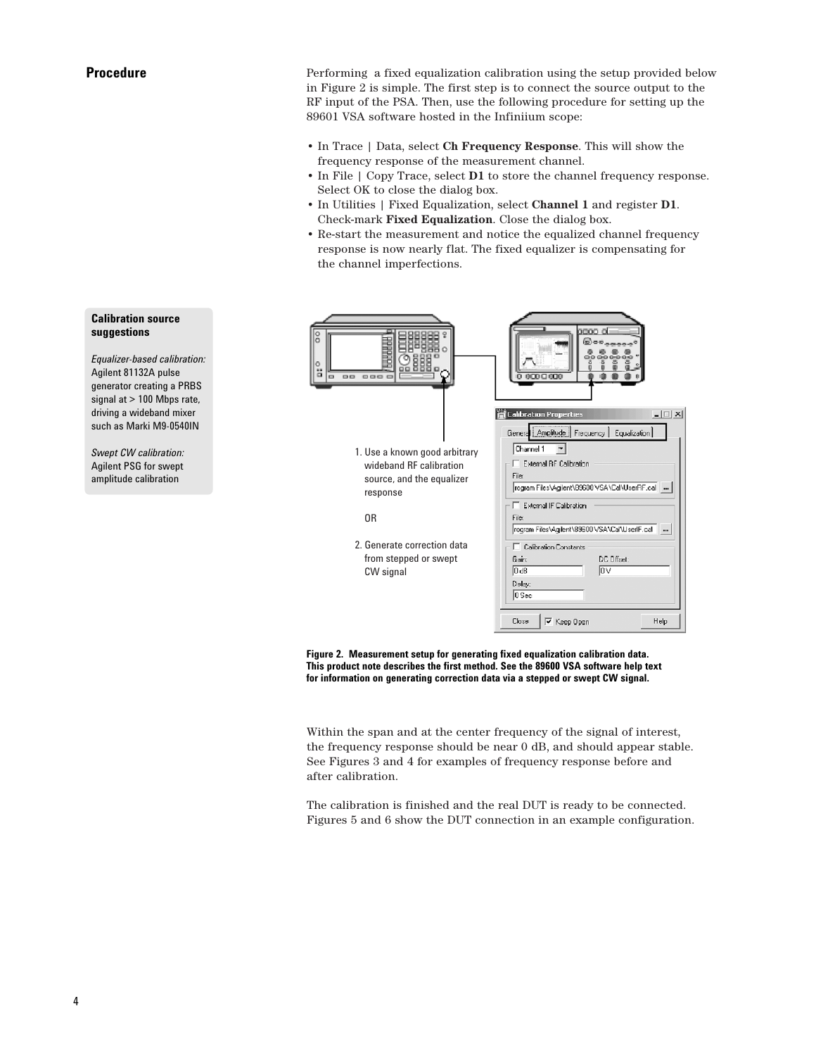## Procedure

Performing a fixed equalization calibration using the setup provided below in Figure 2 is simple. The first step is to connect the source output to the RF input of the PSA. Then, use the following procedure for setting up the 89601 VSA software hosted in the Infiniium scope:

- In Trace | Data, select **Ch Frequency Response**. This will show the frequency response of the measurement channel.
- In File | Copy Trace, select **D1** to store the channel frequency response. Select OK to close the dialog box.
- In Utilities | Fixed Equalization, select **Channel 1** and register **D1**. Check-mark **Fixed Equalization**. Close the dialog box.
- Re-start the measurement and notice the equalized channel frequency response is now nearly flat. The fixed equalizer is compensating for the channel imperfections.

**Calibration source suggestions**

*Equalizer-based calibration:*
Agilent 81132A pulse generator creating a PRBS signal at > 100 Mbps rate, driving a wideband mixer such as Marki M9-0540IN

*Swept CW calibration:*
Agilent PSG for swept amplitude calibration

1. Use a known good arbitrary wideband RF calibration source, and the equalizer response

OR

2. Generate correction data from stepped or swept CW signal

**Figure 2. Measurement setup for generating fixed equalization calibration data. This product note describes the first method. See the 89600 VSA software help text for information on generating correction data via a stepped or swept CW signal.**

Within the span and at the center frequency of the signal of interest, the frequency response should be near 0 dB, and should appear stable. See Figures 3 and 4 for examples of frequency response before and after calibration.

The calibration is finished and the real DUT is ready to be connected. Figures 5 and 6 show the DUT connection in an example configuration.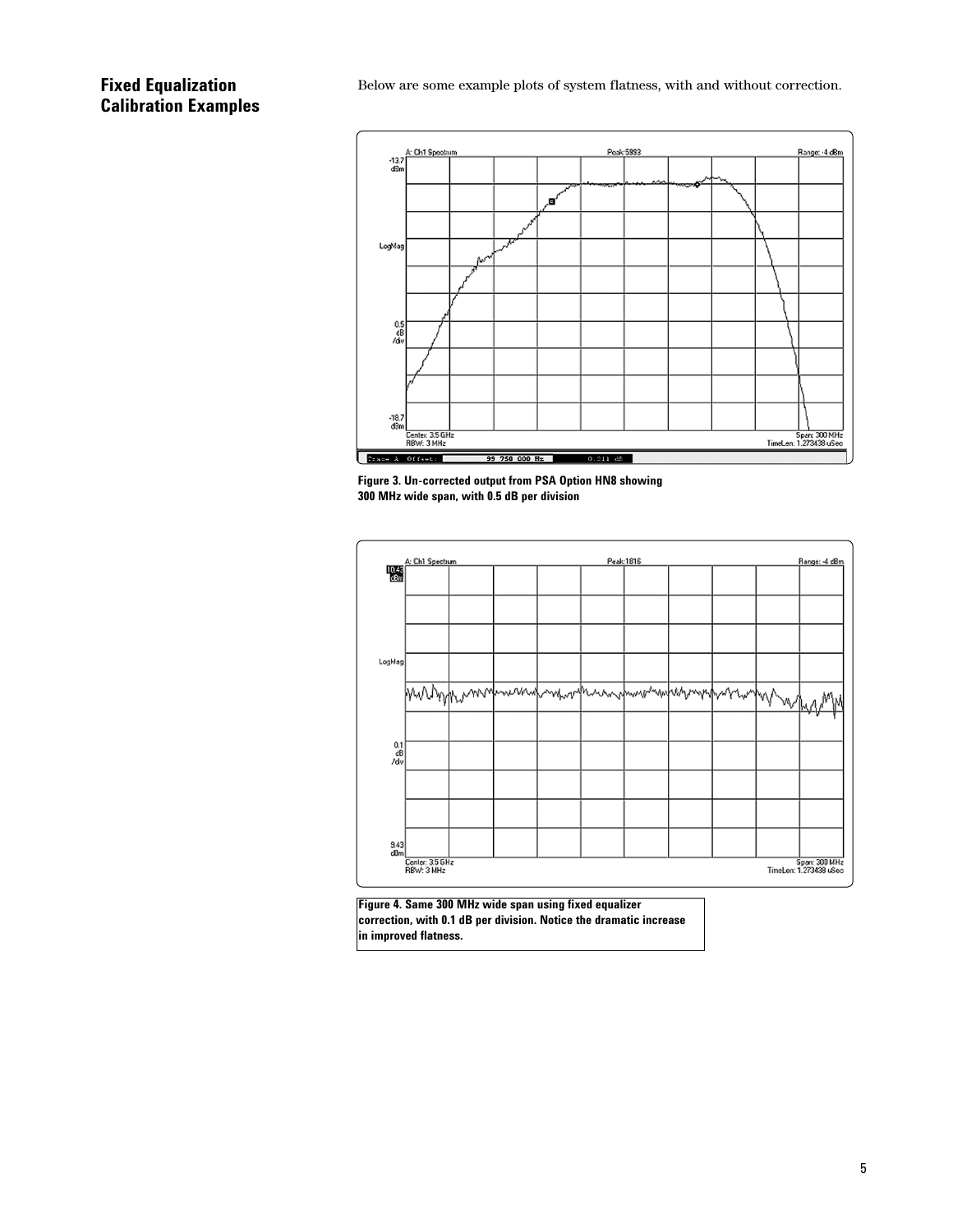## Fixed Equalization Calibration Examples

Below are some example plots of system flatness, with and without correction.

**Figure 3. Un-corrected output from PSA Option HN8 showing 300 MHz wide span, with 0.5 dB per division**

**Figure 4. Same 300 MHz wide span using fixed equalizer correction, with 0.1 dB per division. Notice the dramatic increase in improved flatness.**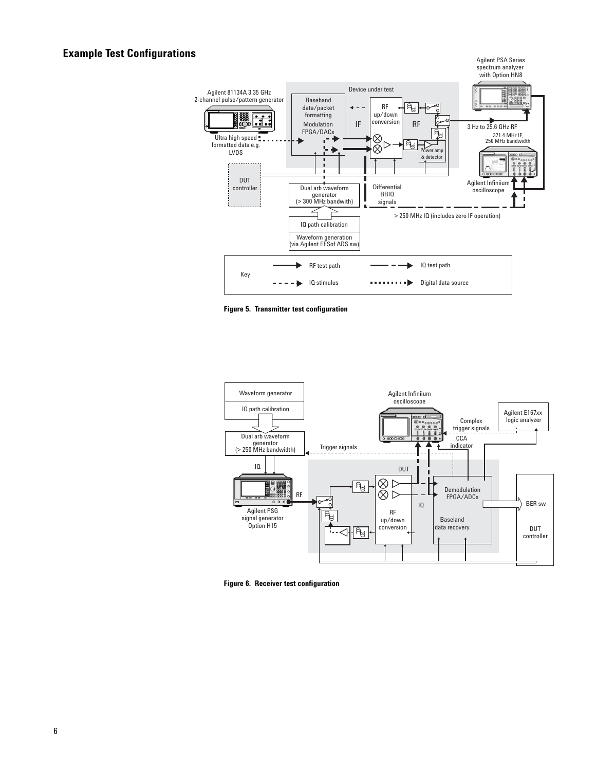## Example Test Configurations

Figure 5. Transmitter test configuration

Figure 6. Receiver test configuration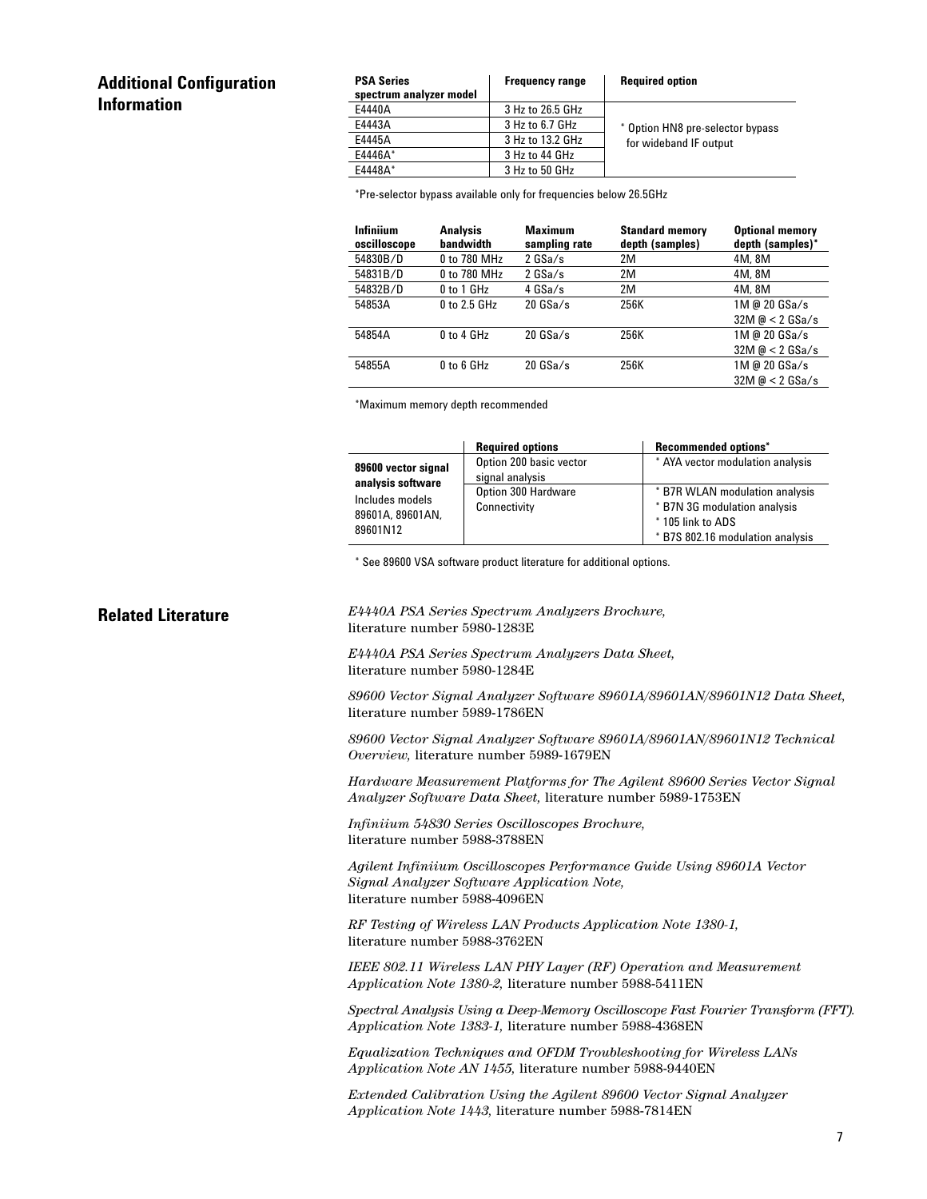## Additional Configuration Information

| PSA Series spectrum analyzer model | Frequency range | Required option |
|---|---|---|
| E4440A | 3 Hz to 26.5 GHz | * Option HN8 pre-selector bypass for wideband IF output |
| E4443A | 3 Hz to 6.7 GHz | |
| E4445A | 3 Hz to 13.2 GHz | |
| E4446A* | 3 Hz to 44 GHz | |
| E4448A* | 3 Hz to 50 GHz | |

*Pre-selector bypass available only for frequencies below 26.5GHz

| Infiniium oscilloscope | Analysis bandwidth | Maximum sampling rate | Standard memory depth (samples) | Optional memory depth (samples)* |
|---|---|---|---|---|
| 54830B/D | 0 to 780 MHz | 2 GSa/s | 2M | 4M, 8M |
| 54831B/D | 0 to 780 MHz | 2 GSa/s | 2M | 4M, 8M |
| 54832B/D | 0 to 1 GHz | 4 GSa/s | 2M | 4M, 8M |
| 54853A | 0 to 2.5 GHz | 20 GSa/s | 256K | 1M @ 20 GSa/s<br>32M @ < 2 GSa/s |
| 54854A | 0 to 4 GHz | 20 GSa/s | 256K | 1M @ 20 GSa/s<br>32M @ < 2 GSa/s |
| 54855A | 0 to 6 GHz | 20 GSa/s | 256K | 1M @ 20 GSa/s<br>32M @ < 2 GSa/s |

*Maximum memory depth recommended

| | Required options | Recommended options* |
|---|---|---|
| **89600 vector signal analysis software**<br>Includes models 89601A, 89601AN, 89601N12 | Option 200 basic vector signal analysis | * AYA vector modulation analysis |
| | Option 300 Hardware Connectivity | * B7R WLAN modulation analysis<br>* B7N 3G modulation analysis<br>* 105 link to ADS<br>* B7S 802.16 modulation analysis |

* See 89600 VSA software product literature for additional options.

## Related Literature

*E4440A PSA Series Spectrum Analyzers Brochure,* literature number 5980-1283E

*E4440A PSA Series Spectrum Analyzers Data Sheet,* literature number 5980-1284E

*89600 Vector Signal Analyzer Software 89601A/89601AN/89601N12 Data Sheet,* literature number 5989-1786EN

*89600 Vector Signal Analyzer Software 89601A/89601AN/89601N12 Technical Overview,* literature number 5989-1679EN

*Hardware Measurement Platforms for The Agilent 89600 Series Vector Signal Analyzer Software Data Sheet,* literature number 5989-1753EN

*Infiniium 54830 Series Oscilloscopes Brochure,* literature number 5988-3788EN

*Agilent Infiniium Oscilloscopes Performance Guide Using 89601A Vector Signal Analyzer Software Application Note,* literature number 5988-4096EN

*RF Testing of Wireless LAN Products Application Note 1380-1,* literature number 5988-3762EN

*IEEE 802.11 Wireless LAN PHY Layer (RF) Operation and Measurement Application Note 1380-2,* literature number 5988-5411EN

*Spectral Analysis Using a Deep-Memory Oscilloscope Fast Fourier Transform (FFT). Application Note 1383-1,* literature number 5988-4368EN

*Equalization Techniques and OFDM Troubleshooting for Wireless LANs Application Note AN 1455,* literature number 5988-9440EN

*Extended Calibration Using the Agilent 89600 Vector Signal Analyzer Application Note 1443,* literature number 5988-7814EN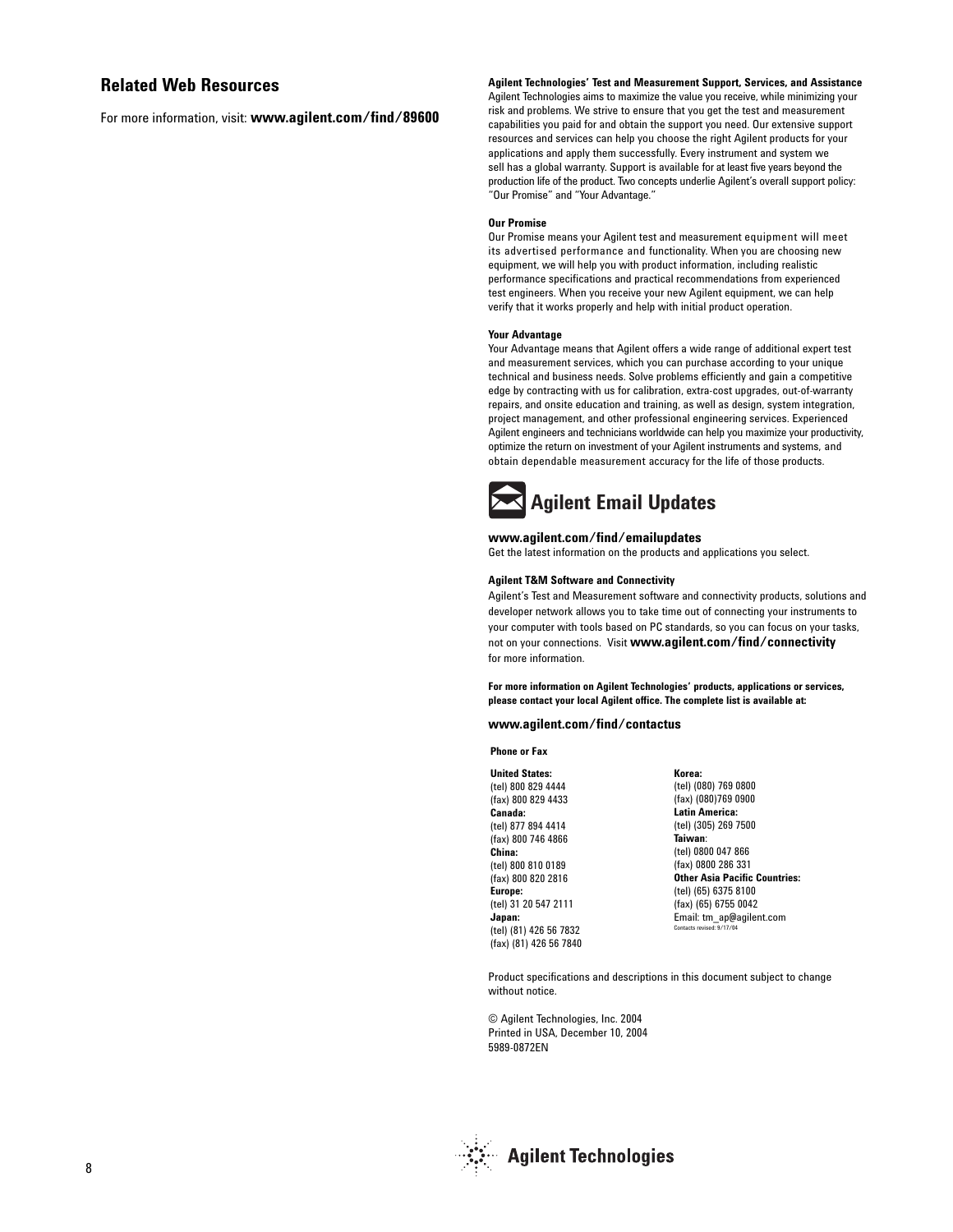## Related Web Resources

For more information, visit: **www.agilent.com/find/89600**

**Agilent Technologies' Test and Measurement Support, Services, and Assistance**

Agilent Technologies aims to maximize the value you receive, while minimizing your risk and problems. We strive to ensure that you get the test and measurement capabilities you paid for and obtain the support you need. Our extensive support resources and services can help you choose the right Agilent products for your applications and apply them successfully. Every instrument and system we sell has a global warranty. Support is available for at least five years beyond the production life of the product. Two concepts underlie Agilent's overall support policy: "Our Promise" and "Your Advantage."

**Our Promise**

Our Promise means your Agilent test and measurement equipment will meet its advertised performance and functionality. When you are choosing new equipment, we will help you with product information, including realistic performance specifications and practical recommendations from experienced test engineers. When you receive your new Agilent equipment, we can help verify that it works properly and help with initial product operation.

**Your Advantage**

Your Advantage means that Agilent offers a wide range of additional expert test and measurement services, which you can purchase according to your unique technical and business needs. Solve problems efficiently and gain a competitive edge by contracting with us for calibration, extra-cost upgrades, out-of-warranty repairs, and onsite education and training, as well as design, system integration, project management, and other professional engineering services. Experienced Agilent engineers and technicians worldwide can help you maximize your productivity, optimize the return on investment of your Agilent instruments and systems, and obtain dependable measurement accuracy for the life of those products.

## Agilent Email Updates

**www.agilent.com/find/emailupdates**

Get the latest information on the products and applications you select.

**Agilent T&M Software and Connectivity**

Agilent's Test and Measurement software and connectivity products, solutions and developer network allows you to take time out of connecting your instruments to your computer with tools based on PC standards, so you can focus on your tasks, not on your connections. Visit **www.agilent.com/find/connectivity** for more information.

**For more information on Agilent Technologies' products, applications or services, please contact your local Agilent office. The complete list is available at:**

**www.agilent.com/find/contactus**

**Phone or Fax**

**United States:**
(tel) 800 829 4444
(fax) 800 829 4433

**Canada:**
(tel) 877 894 4414
(fax) 800 746 4866

**China:**
(tel) 800 810 0189
(fax) 800 820 2816

**Europe:**
(tel) 31 20 547 2111

**Japan:**
(tel) (81) 426 56 7832
(fax) (81) 426 56 7840

**Korea:**
(tel) (080) 769 0800
(fax) (080)769 0900

**Latin America:**
(tel) (305) 269 7500

**Taiwan**:
(tel) 0800 047 866
(fax) 0800 286 331

**Other Asia Pacific Countries:**
(tel) (65) 6375 8100
(fax) (65) 6755 0042
Email: tm_ap@agilent.com

Contacts revised: 9/17/04

Product specifications and descriptions in this document subject to change without notice.

© Agilent Technologies, Inc. 2004
Printed in USA, December 10, 2004
5989-0872EN

Agilent Technologies